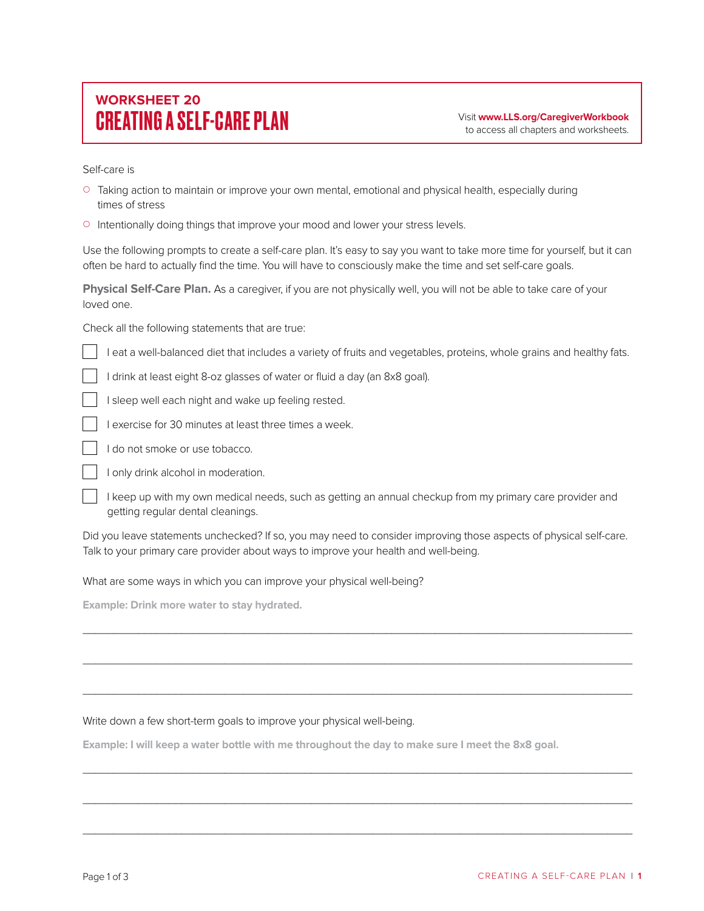**WORKSHEET 20**

# CREATING A SELF-CARE PLAN

Visit **www.LLS.org/CaregiverWorkbook** to access all chapters and worksheets.

Self-care is

- Taking action to maintain or improve your own mental, emotional and physical health, especially during times of stress
- Intentionally doing things that improve your mood and lower your stress levels.

Use the following prompts to create a self-care plan. It's easy to say you want to take more time for yourself, but it can often be hard to actually find the time. You will have to consciously make the time and set self-care goals.

**Physical Self-Care Plan.** As a caregiver, if you are not physically well, you will not be able to take care of your loved one.

Check all the following statements that are true:

- [ ] I eat a well-balanced diet that includes a variety of fruits and vegetables, proteins, whole grains and healthy fats.
- [ ] I drink at least eight 8-oz glasses of water or fluid a day (an 8x8 goal).
- [ ] I sleep well each night and wake up feeling rested.
- [ ] I exercise for 30 minutes at least three times a week.
- [ ] I do not smoke or use tobacco.
- [ ] I only drink alcohol in moderation.
- [ ] I keep up with my own medical needs, such as getting an annual checkup from my primary care provider and getting regular dental cleanings.

Did you leave statements unchecked? If so, you may need to consider improving those aspects of physical self-care. Talk to your primary care provider about ways to improve your health and well-being.

What are some ways in which you can improve your physical well-being?

**Example: Drink more water to stay hydrated.**

______________________________________________________________________________

______________________________________________________________________________

______________________________________________________________________________

Write down a few short-term goals to improve your physical well-being.

**Example: I will keep a water bottle with me throughout the day to make sure I meet the 8x8 goal.**

______________________________________________________________________________

______________________________________________________________________________

______________________________________________________________________________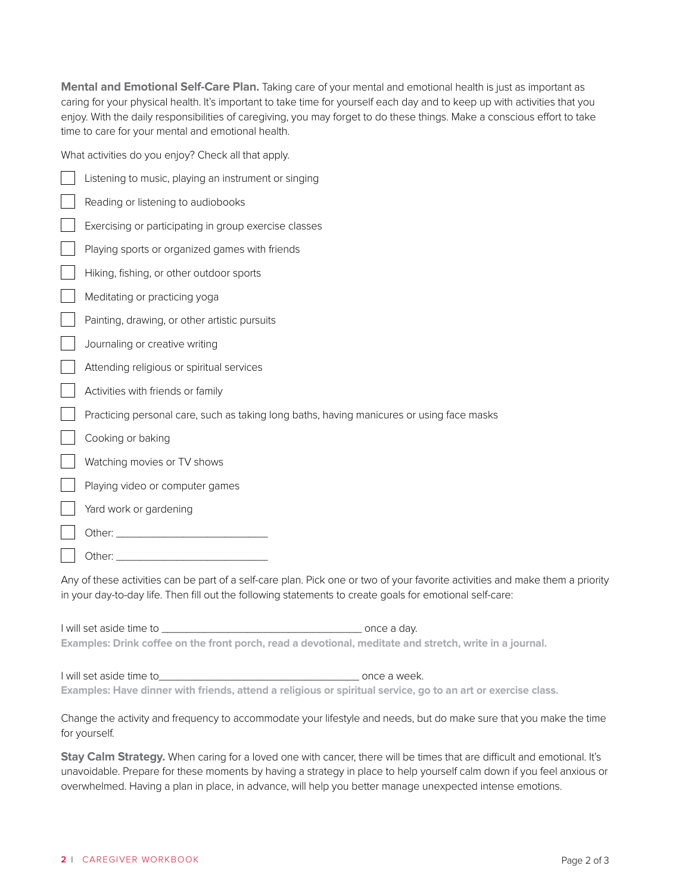**Mental and Emotional Self-Care Plan.** Taking care of your mental and emotional health is just as important as caring for your physical health. It's important to take time for yourself each day and to keep up with activities that you enjoy. With the daily responsibilities of caregiving, you may forget to do these things. Make a conscious effort to take time to care for your mental and emotional health.

What activities do you enjoy? Check all that apply.

- [ ] Listening to music, playing an instrument or singing
- [ ] Reading or listening to audiobooks
- [ ] Exercising or participating in group exercise classes
- [ ] Playing sports or organized games with friends
- [ ] Hiking, fishing, or other outdoor sports
- [ ] Meditating or practicing yoga
- [ ] Painting, drawing, or other artistic pursuits
- [ ] Journaling or creative writing
- [ ] Attending religious or spiritual services
- [ ] Activities with friends or family
- [ ] Practicing personal care, such as taking long baths, having manicures or using face masks
- [ ] Cooking or baking
- [ ] Watching movies or TV shows
- [ ] Playing video or computer games
- [ ] Yard work or gardening
- [ ] Other: ___________________________
- [ ] Other: ___________________________

Any of these activities can be part of a self-care plan. Pick one or two of your favorite activities and make them a priority in your day-to-day life. Then fill out the following statements to create goals for emotional self-care:

I will set aside time to ___________________________________ once a day.
**Examples: Drink coffee on the front porch, read a devotional, meditate and stretch, write in a journal.**

I will set aside time to___________________________________ once a week.
**Examples: Have dinner with friends, attend a religious or spiritual service, go to an art or exercise class.**

Change the activity and frequency to accommodate your lifestyle and needs, but do make sure that you make the time for yourself.

**Stay Calm Strategy.** When caring for a loved one with cancer, there will be times that are difficult and emotional. It's unavoidable. Prepare for these moments by having a strategy in place to help yourself calm down if you feel anxious or overwhelmed. Having a plan in place, in advance, will help you better manage unexpected intense emotions.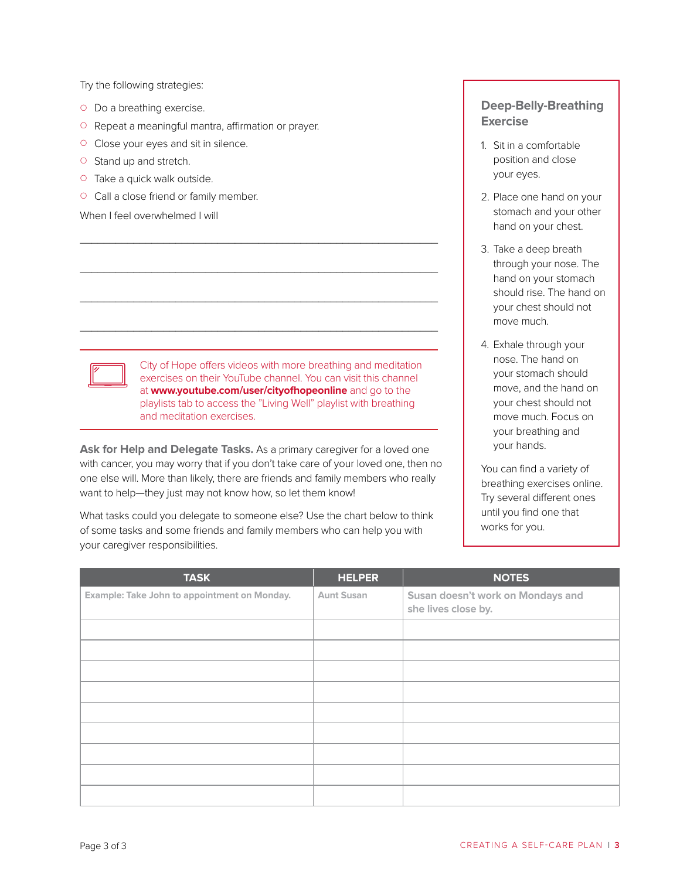Try the following strategies:

- Do a breathing exercise.
- Repeat a meaningful mantra, affirmation or prayer.
- Close your eyes and sit in silence.
- Stand up and stretch.
- Take a quick walk outside.
- Call a close friend or family member.

When I feel overwhelmed I will

______________________________________________________________

______________________________________________________________

______________________________________________________________

______________________________________________________________

City of Hope offers videos with more breathing and meditation exercises on their YouTube channel. You can visit this channel at **www.youtube.com/user/cityofhopeonline** and go to the playlists tab to access the "Living Well" playlist with breathing and meditation exercises.

**Ask for Help and Delegate Tasks.** As a primary caregiver for a loved one with cancer, you may worry that if you don't take care of your loved one, then no one else will. More than likely, there are friends and family members who really want to help—they just may not know how, so let them know!

What tasks could you delegate to someone else? Use the chart below to think of some tasks and some friends and family members who can help you with your caregiver responsibilities.

### Deep-Belly-Breathing Exercise

1. Sit in a comfortable position and close your eyes.
2. Place one hand on your stomach and your other hand on your chest.
3. Take a deep breath through your nose. The hand on your stomach should rise. The hand on your chest should not move much.
4. Exhale through your nose. The hand on your stomach should move, and the hand on your chest should not move much. Focus on your breathing and your hands.

You can find a variety of breathing exercises online. Try several different ones until you find one that works for you.

| TASK | HELPER | NOTES |
|---|---|---|
| Example: Take John to appointment on Monday. | Aunt Susan | Susan doesn't work on Mondays and she lives close by. |
| | | |
| | | |
| | | |
| | | |
| | | |
| | | |
| | | |
| | | |
| | | |